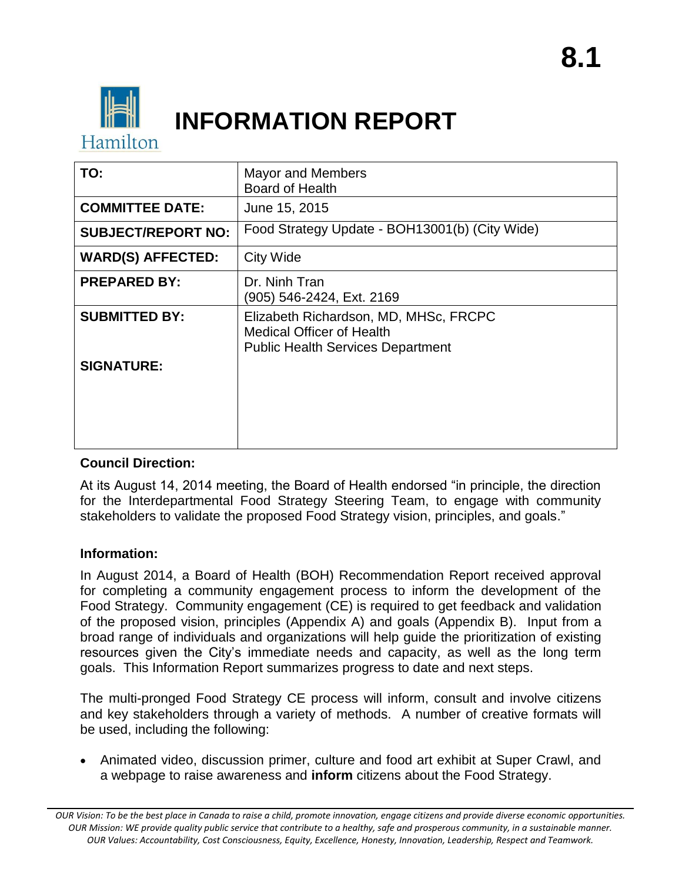8.1

# INFORMATION REPORT

| TO: | Mayor and Members<br>Board of Health |
|---|---|
| COMMITTEE DATE: | June 15, 2015 |
| SUBJECT/REPORT NO: | Food Strategy Update - BOH13001(b) (City Wide) |
| WARD(S) AFFECTED: | City Wide |
| PREPARED BY: | Dr. Ninh Tran<br>(905) 546-2424, Ext. 2169 |
| SUBMITTED BY: | Elizabeth Richardson, MD, MHSc, FRCPC<br>Medical Officer of Health<br>Public Health Services Department |
| SIGNATURE: | |

**Council Direction:**

At its August 14, 2014 meeting, the Board of Health endorsed "in principle, the direction for the Interdepartmental Food Strategy Steering Team, to engage with community stakeholders to validate the proposed Food Strategy vision, principles, and goals."

**Information:**

In August 2014, a Board of Health (BOH) Recommendation Report received approval for completing a community engagement process to inform the development of the Food Strategy. Community engagement (CE) is required to get feedback and validation of the proposed vision, principles (Appendix A) and goals (Appendix B). Input from a broad range of individuals and organizations will help guide the prioritization of existing resources given the City's immediate needs and capacity, as well as the long term goals. This Information Report summarizes progress to date and next steps.

The multi-pronged Food Strategy CE process will inform, consult and involve citizens and key stakeholders through a variety of methods. A number of creative formats will be used, including the following:

- Animated video, discussion primer, culture and food art exhibit at Super Crawl, and a webpage to raise awareness and **inform** citizens about the Food Strategy.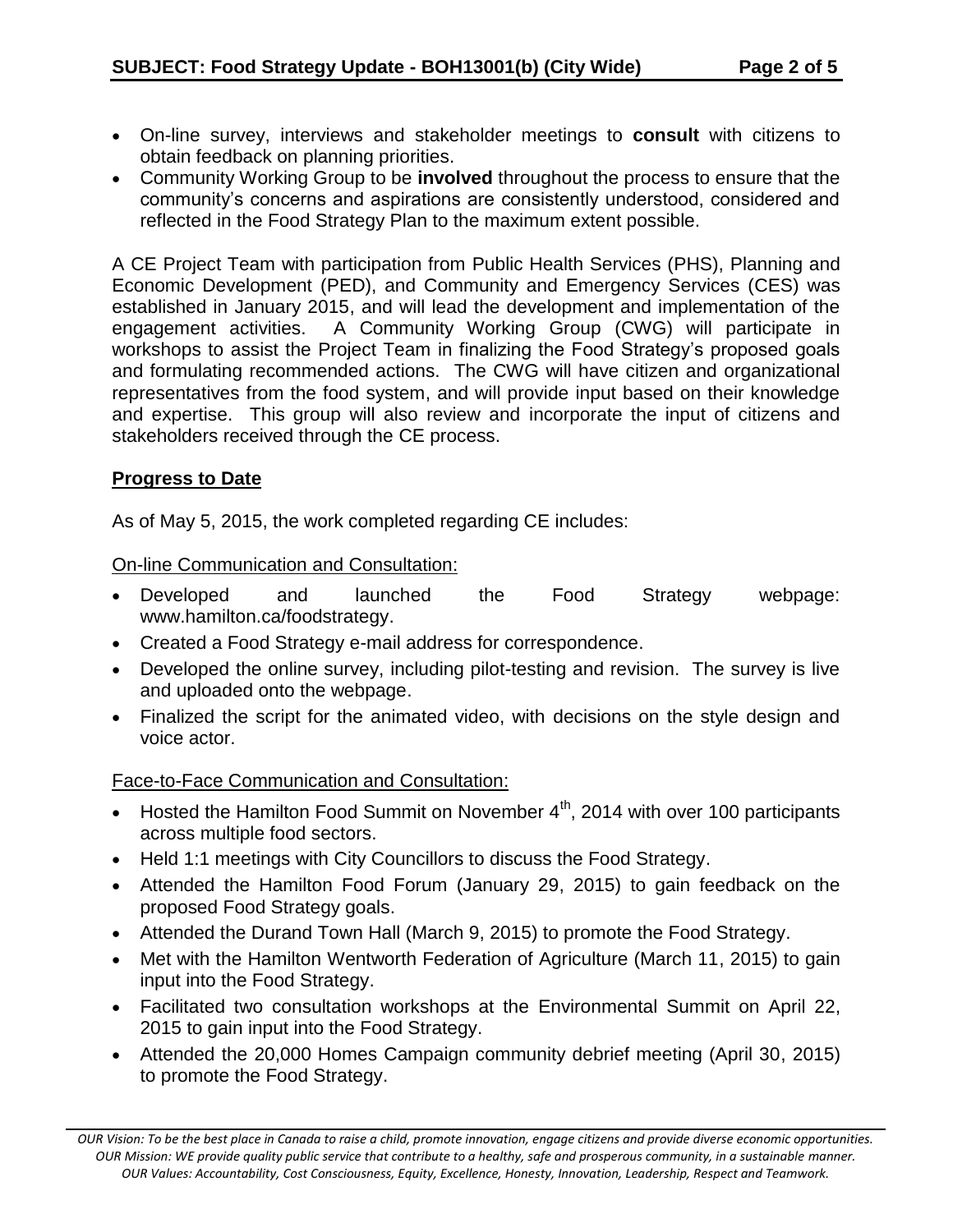- On-line survey, interviews and stakeholder meetings to **consult** with citizens to obtain feedback on planning priorities.
- Community Working Group to be **involved** throughout the process to ensure that the community's concerns and aspirations are consistently understood, considered and reflected in the Food Strategy Plan to the maximum extent possible.

A CE Project Team with participation from Public Health Services (PHS), Planning and Economic Development (PED), and Community and Emergency Services (CES) was established in January 2015, and will lead the development and implementation of the engagement activities. A Community Working Group (CWG) will participate in workshops to assist the Project Team in finalizing the Food Strategy's proposed goals and formulating recommended actions. The CWG will have citizen and organizational representatives from the food system, and will provide input based on their knowledge and expertise. This group will also review and incorporate the input of citizens and stakeholders received through the CE process.

## Progress to Date

As of May 5, 2015, the work completed regarding CE includes:

On-line Communication and Consultation:

- Developed and launched the Food Strategy webpage: www.hamilton.ca/foodstrategy.
- Created a Food Strategy e-mail address for correspondence.
- Developed the online survey, including pilot-testing and revision. The survey is live and uploaded onto the webpage.
- Finalized the script for the animated video, with decisions on the style design and voice actor.

Face-to-Face Communication and Consultation:

- Hosted the Hamilton Food Summit on November 4th, 2014 with over 100 participants across multiple food sectors.
- Held 1:1 meetings with City Councillors to discuss the Food Strategy.
- Attended the Hamilton Food Forum (January 29, 2015) to gain feedback on the proposed Food Strategy goals.
- Attended the Durand Town Hall (March 9, 2015) to promote the Food Strategy.
- Met with the Hamilton Wentworth Federation of Agriculture (March 11, 2015) to gain input into the Food Strategy.
- Facilitated two consultation workshops at the Environmental Summit on April 22, 2015 to gain input into the Food Strategy.
- Attended the 20,000 Homes Campaign community debrief meeting (April 30, 2015) to promote the Food Strategy.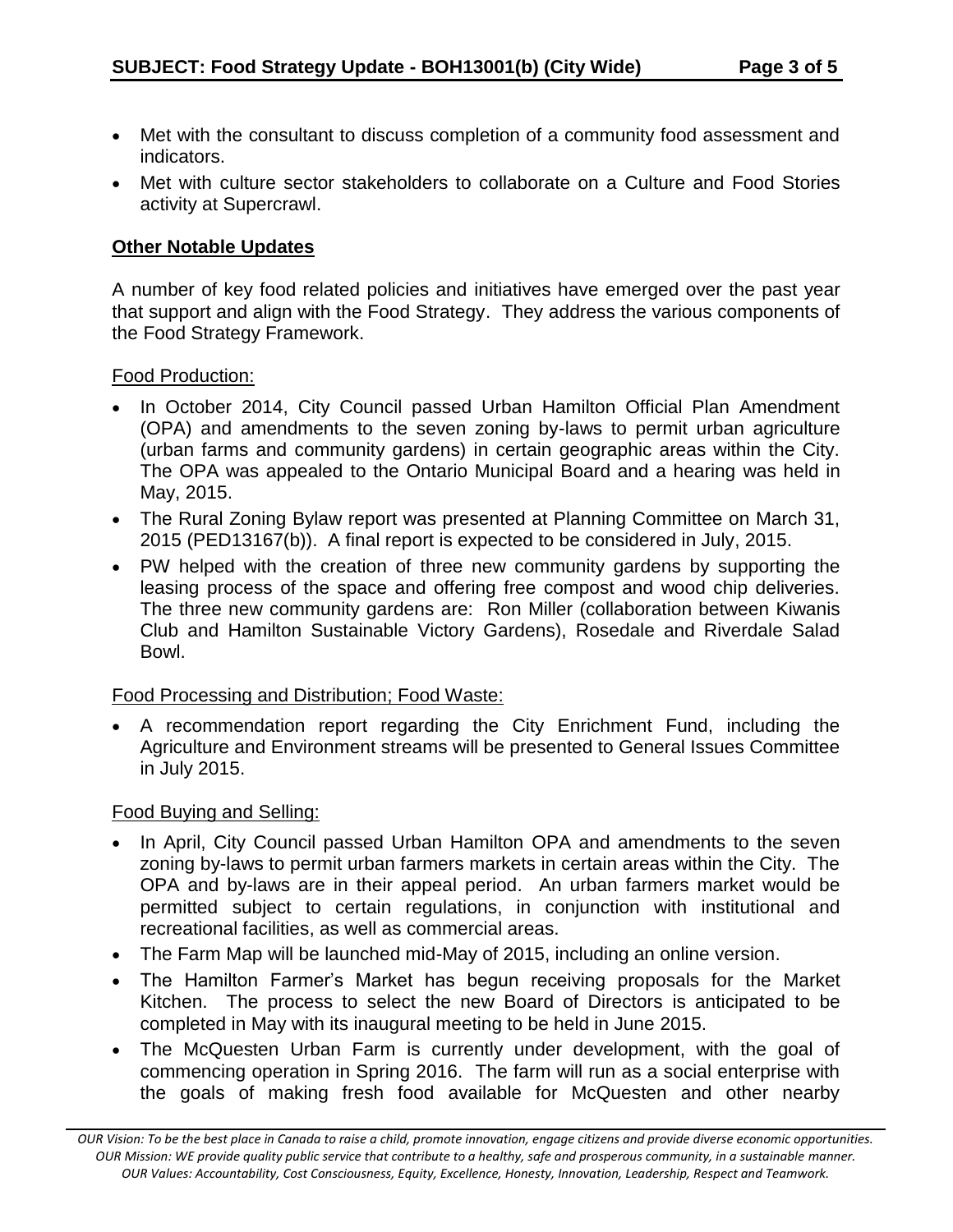- Met with the consultant to discuss completion of a community food assessment and indicators.
- Met with culture sector stakeholders to collaborate on a Culture and Food Stories activity at Supercrawl.

**Other Notable Updates**

A number of key food related policies and initiatives have emerged over the past year that support and align with the Food Strategy. They address the various components of the Food Strategy Framework.

Food Production:

- In October 2014, City Council passed Urban Hamilton Official Plan Amendment (OPA) and amendments to the seven zoning by-laws to permit urban agriculture (urban farms and community gardens) in certain geographic areas within the City. The OPA was appealed to the Ontario Municipal Board and a hearing was held in May, 2015.
- The Rural Zoning Bylaw report was presented at Planning Committee on March 31, 2015 (PED13167(b)). A final report is expected to be considered in July, 2015.
- PW helped with the creation of three new community gardens by supporting the leasing process of the space and offering free compost and wood chip deliveries. The three new community gardens are: Ron Miller (collaboration between Kiwanis Club and Hamilton Sustainable Victory Gardens), Rosedale and Riverdale Salad Bowl.

Food Processing and Distribution; Food Waste:

- A recommendation report regarding the City Enrichment Fund, including the Agriculture and Environment streams will be presented to General Issues Committee in July 2015.

Food Buying and Selling:

- In April, City Council passed Urban Hamilton OPA and amendments to the seven zoning by-laws to permit urban farmers markets in certain areas within the City. The OPA and by-laws are in their appeal period. An urban farmers market would be permitted subject to certain regulations, in conjunction with institutional and recreational facilities, as well as commercial areas.
- The Farm Map will be launched mid-May of 2015, including an online version.
- The Hamilton Farmer's Market has begun receiving proposals for the Market Kitchen. The process to select the new Board of Directors is anticipated to be completed in May with its inaugural meeting to be held in June 2015.
- The McQuesten Urban Farm is currently under development, with the goal of commencing operation in Spring 2016. The farm will run as a social enterprise with the goals of making fresh food available for McQuesten and other nearby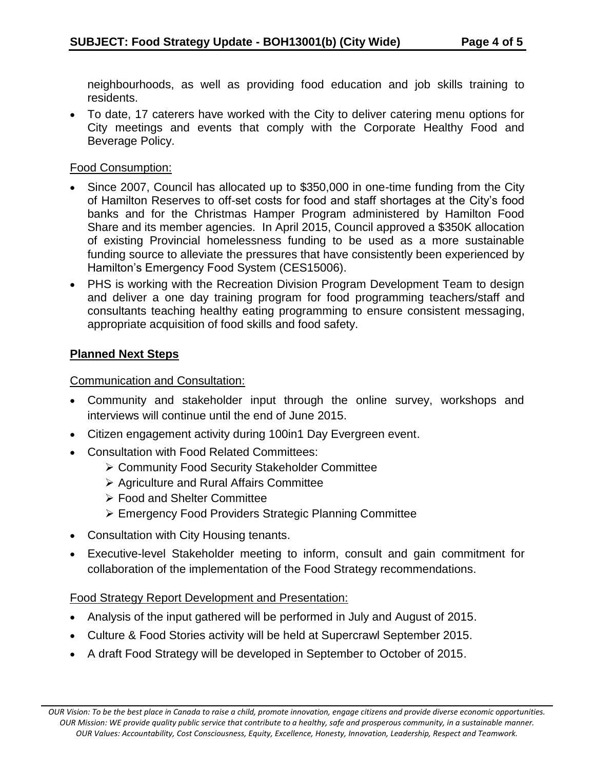neighbourhoods, as well as providing food education and job skills training to residents.

- To date, 17 caterers have worked with the City to deliver catering menu options for City meetings and events that comply with the Corporate Healthy Food and Beverage Policy.

Food Consumption:

- Since 2007, Council has allocated up to $350,000 in one-time funding from the City of Hamilton Reserves to off-set costs for food and staff shortages at the City's food banks and for the Christmas Hamper Program administered by Hamilton Food Share and its member agencies. In April 2015, Council approved a $350K allocation of existing Provincial homelessness funding to be used as a more sustainable funding source to alleviate the pressures that have consistently been experienced by Hamilton's Emergency Food System (CES15006).
- PHS is working with the Recreation Division Program Development Team to design and deliver a one day training program for food programming teachers/staff and consultants teaching healthy eating programming to ensure consistent messaging, appropriate acquisition of food skills and food safety.

## Planned Next Steps

Communication and Consultation:

- Community and stakeholder input through the online survey, workshops and interviews will continue until the end of June 2015.
- Citizen engagement activity during 100in1 Day Evergreen event.
- Consultation with Food Related Committees:
  - Community Food Security Stakeholder Committee
  - Agriculture and Rural Affairs Committee
  - Food and Shelter Committee
  - Emergency Food Providers Strategic Planning Committee
- Consultation with City Housing tenants.
- Executive-level Stakeholder meeting to inform, consult and gain commitment for collaboration of the implementation of the Food Strategy recommendations.

Food Strategy Report Development and Presentation:

- Analysis of the input gathered will be performed in July and August of 2015.
- Culture & Food Stories activity will be held at Supercrawl September 2015.
- A draft Food Strategy will be developed in September to October of 2015.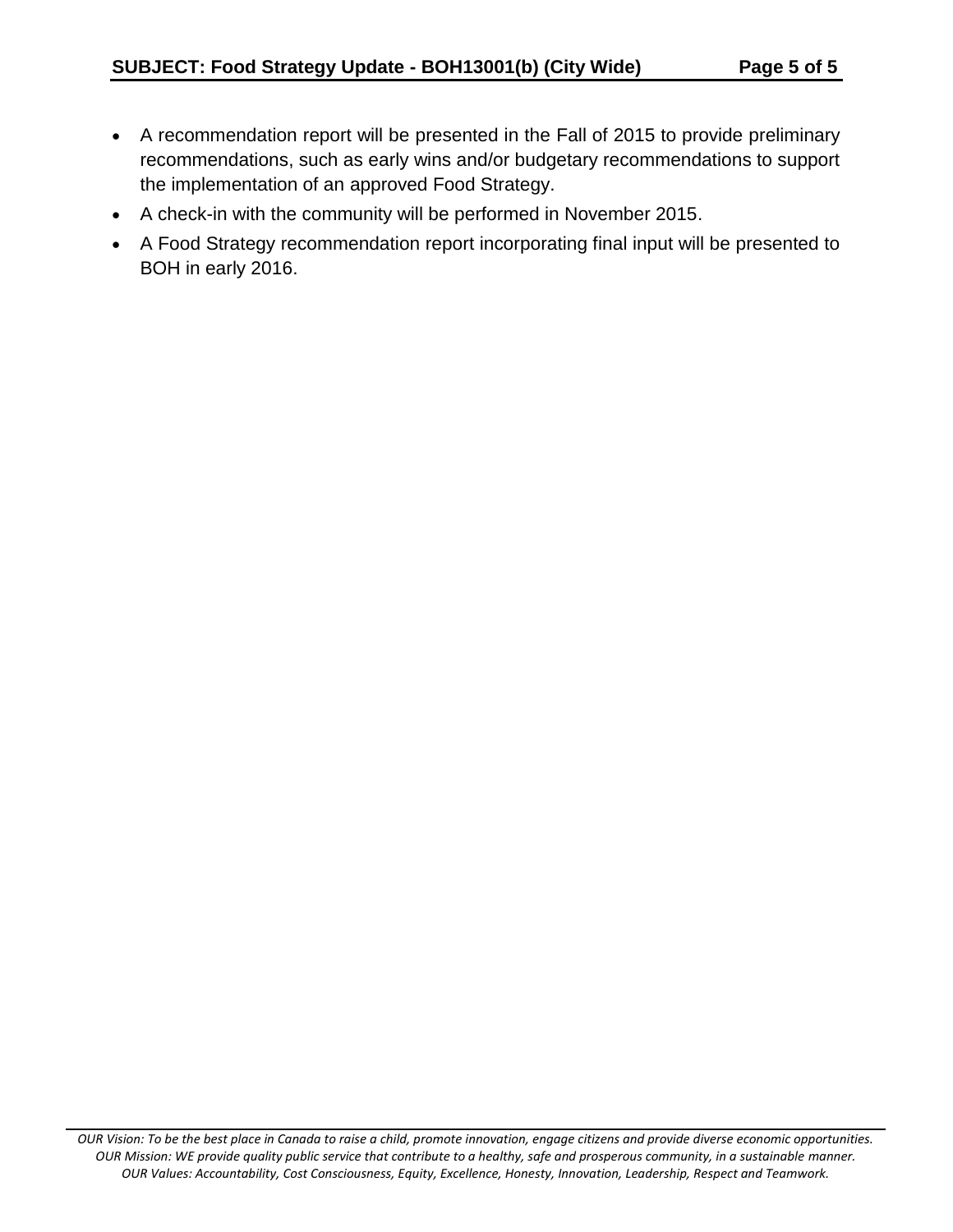- A recommendation report will be presented in the Fall of 2015 to provide preliminary recommendations, such as early wins and/or budgetary recommendations to support the implementation of an approved Food Strategy.
- A check-in with the community will be performed in November 2015.
- A Food Strategy recommendation report incorporating final input will be presented to BOH in early 2016.